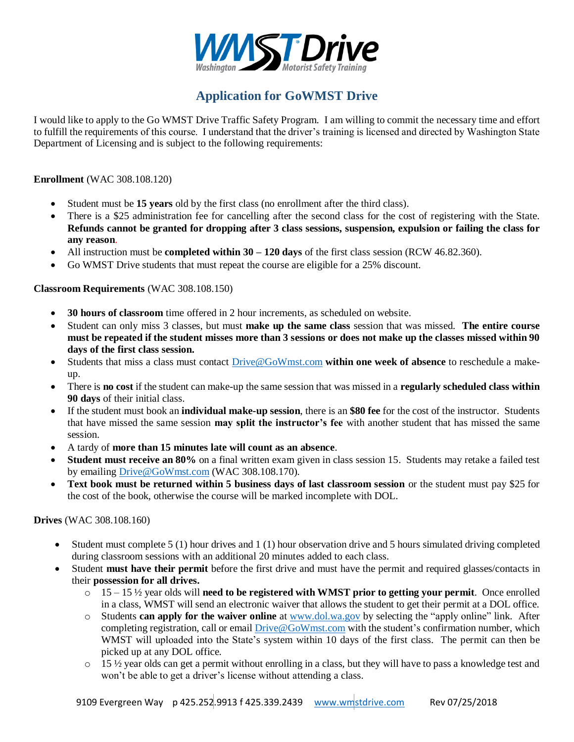# WMST Drive

Washington Motorist Safety Training

## Application for GoWMST Drive

I would like to apply to the Go WMST Drive Traffic Safety Program. I am willing to commit the necessary time and effort to fulfill the requirements of this course. I understand that the driver's training is licensed and directed by Washington State Department of Licensing and is subject to the following requirements:

**Enrollment** (WAC 308.108.120)

- Student must be **15 years** old by the first class (no enrollment after the third class).
- There is a $25 administration fee for cancelling after the second class for the cost of registering with the State. **Refunds cannot be granted for dropping after 3 class sessions, suspension, expulsion or failing the class for any reason**.
- All instruction must be **completed within 30 – 120 days** of the first class session (RCW 46.82.360).
- Go WMST Drive students that must repeat the course are eligible for a 25% discount.

**Classroom Requirements** (WAC 308.108.150)

- **30 hours of classroom** time offered in 2 hour increments, as scheduled on website.
- Student can only miss 3 classes, but must **make up the same class** session that was missed. **The entire course must be repeated if the student misses more than 3 sessions or does not make up the classes missed within 90 days of the first class session.**
- Students that miss a class must contact Drive@GoWmst.com **within one week of absence** to reschedule a make-up.
- There is **no cost** if the student can make-up the same session that was missed in a **regularly scheduled class within 90 days** of their initial class.
- If the student must book an **individual make-up session**, there is an **$80 fee** for the cost of the instructor. Students that have missed the same session **may split the instructor's fee** with another student that has missed the same session.
- A tardy of **more than 15 minutes late will count as an absence**.
- **Student must receive an 80%** on a final written exam given in class session 15. Students may retake a failed test by emailing Drive@GoWmst.com (WAC 308.108.170).
- **Text book must be returned within 5 business days of last classroom session** or the student must pay $25 for the cost of the book, otherwise the course will be marked incomplete with DOL.

**Drives** (WAC 308.108.160)

- Student must complete 5 (1) hour drives and 1 (1) hour observation drive and 5 hours simulated driving completed during classroom sessions with an additional 20 minutes added to each class.
- Student **must have their permit** before the first drive and must have the permit and required glasses/contacts in their **possession for all drives.**
  - 15 – 15 ½ year olds will **need to be registered with WMST prior to getting your permit**. Once enrolled in a class, WMST will send an electronic waiver that allows the student to get their permit at a DOL office.
  - Students **can apply for the waiver online** at www.dol.wa.gov by selecting the "apply online" link. After completing registration, call or email Drive@GoWmst.com with the student's confirmation number, which WMST will uploaded into the State's system within 10 days of the first class. The permit can then be picked up at any DOL office.
  - 15 ½ year olds can get a permit without enrolling in a class, but they will have to pass a knowledge test and won't be able to get a driver's license without attending a class.

9109 Evergreen Way p 425.252.9913 f 425.339.2439 www.wmstdrive.com Rev 07/25/2018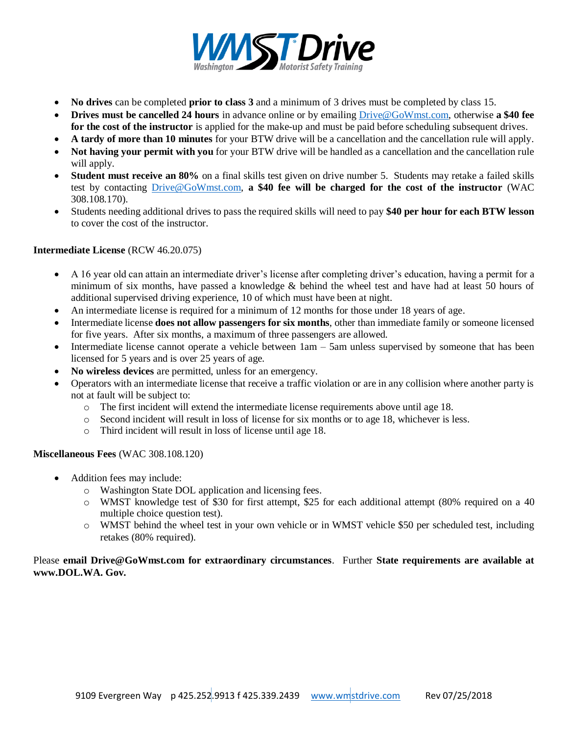- **No drives** can be completed **prior to class 3** and a minimum of 3 drives must be completed by class 15.
- **Drives must be cancelled 24 hours** in advance online or by emailing Drive@GoWmst.com, otherwise **a $40 fee for the cost of the instructor** is applied for the make-up and must be paid before scheduling subsequent drives.
- **A tardy of more than 10 minutes** for your BTW drive will be a cancellation and the cancellation rule will apply.
- **Not having your permit with you** for your BTW drive will be handled as a cancellation and the cancellation rule will apply.
- **Student must receive an 80%** on a final skills test given on drive number 5. Students may retake a failed skills test by contacting Drive@GoWmst.com, **a $40 fee will be charged for the cost of the instructor** (WAC 308.108.170).
- Students needing additional drives to pass the required skills will need to pay **$40 per hour for each BTW lesson** to cover the cost of the instructor.

**Intermediate License** (RCW 46.20.075)

- A 16 year old can attain an intermediate driver's license after completing driver's education, having a permit for a minimum of six months, have passed a knowledge & behind the wheel test and have had at least 50 hours of additional supervised driving experience, 10 of which must have been at night.
- An intermediate license is required for a minimum of 12 months for those under 18 years of age.
- Intermediate license **does not allow passengers for six months**, other than immediate family or someone licensed for five years. After six months, a maximum of three passengers are allowed.
- Intermediate license cannot operate a vehicle between 1am – 5am unless supervised by someone that has been licensed for 5 years and is over 25 years of age.
- **No wireless devices** are permitted, unless for an emergency.
- Operators with an intermediate license that receive a traffic violation or are in any collision where another party is not at fault will be subject to:
  - The first incident will extend the intermediate license requirements above until age 18.
  - Second incident will result in loss of license for six months or to age 18, whichever is less.
  - Third incident will result in loss of license until age 18.

**Miscellaneous Fees** (WAC 308.108.120)

- Addition fees may include:
  - Washington State DOL application and licensing fees.
  - WMST knowledge test of $30 for first attempt, $25 for each additional attempt (80% required on a 40 multiple choice question test).
  - WMST behind the wheel test in your own vehicle or in WMST vehicle $50 per scheduled test, including retakes (80% required).

Please **email Drive@GoWmst.com for extraordinary circumstances**. Further **State requirements are available at www.DOL.WA. Gov.**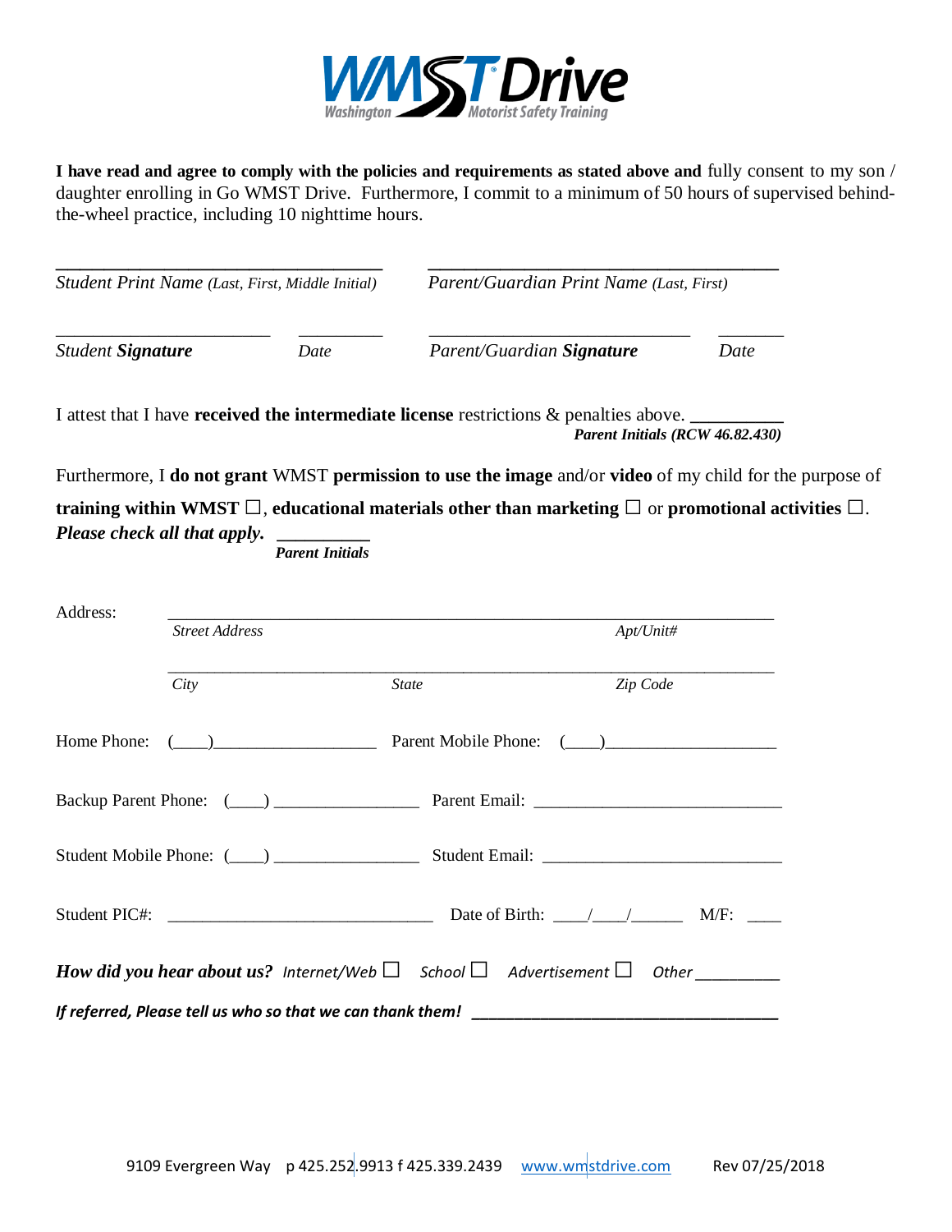**WMST Drive**
Washington Motorist Safety Training

**I have read and agree to comply with the policies and requirements as stated above and** fully consent to my son / daughter enrolling in Go WMST Drive. Furthermore, I commit to a minimum of 50 hours of supervised behind-the-wheel practice, including 10 nighttime hours.

___________________________________ ___________________________________
*Student Print Name (Last, First, Middle Initial)* *Parent/Guardian Print Name (Last, First)*

______________________ _________ ____________________________ _______
*Student **Signature*** *Date* *Parent/Guardian **Signature*** *Date*

I attest that I have **received the intermediate license** restrictions & penalties above. __________
***Parent Initials (RCW 46.82.430)***

Furthermore, I **do not grant** WMST **permission to use the image** and/or **video** of my child for the purpose of **training within WMST** ☐, **educational materials other than marketing** ☐ or **promotional activities** ☐.
***Please check all that apply.*** __________
***Parent Initials***

Address: _________________________________________________________________
*Street Address* *Apt/Unit#*

_________________________________________________________________
*City* *State* *Zip Code*

Home Phone: (____)___________________ Parent Mobile Phone: (____)___________________

Backup Parent Phone: (____) ________________ Parent Email: ___________________________

Student Mobile Phone: (____) ________________ Student Email: ___________________________

Student PIC#: ____________________________ Date of Birth: ____/____/______ M/F: ____

***How did you hear about us?*** *Internet/Web* ☐ *School* ☐ *Advertisement* ☐ *Other* _________

***If referred, Please tell us who so that we can thank them!*** ___________________________________

9109 Evergreen Way p 425.252.9913 f 425.339.2439 www.wmstdrive.com Rev 07/25/2018